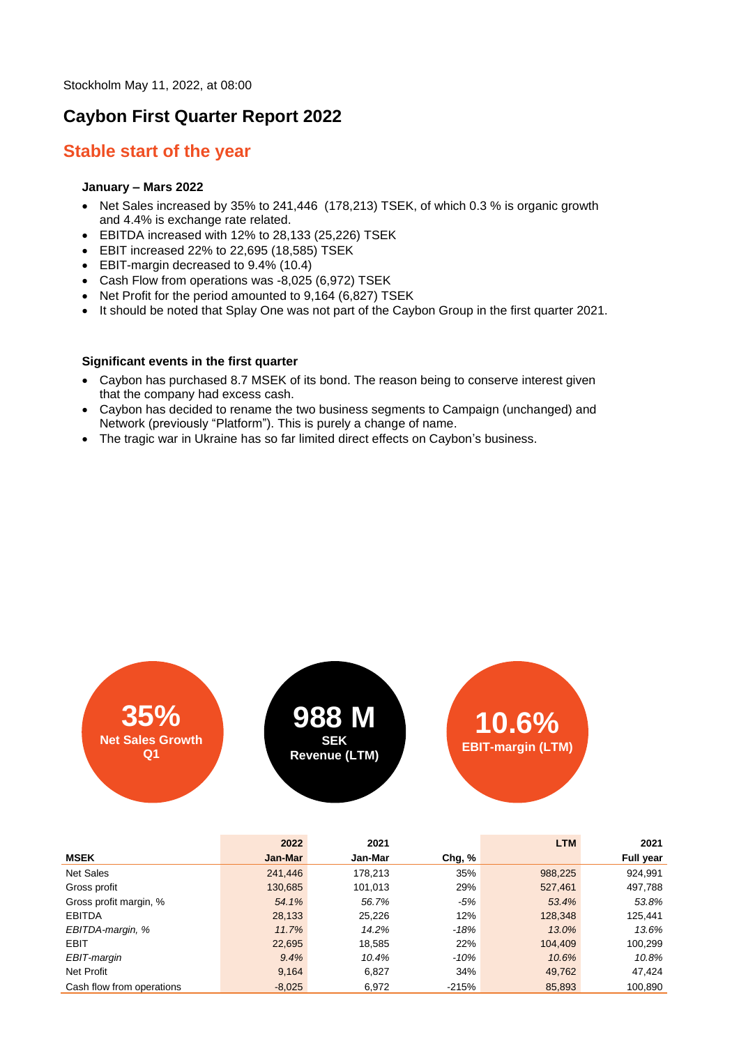Stockholm May 11, 2022, at 08:00

# Caybon First Quarter Report 2022

## Stable start of the year

### January – Mars 2022

- Net Sales increased by 35% to 241,446 (178,213) TSEK, of which 0.3 % is organic growth and 4.4% is exchange rate related.
- EBITDA increased with 12% to 28,133 (25,226) TSEK
- EBIT increased 22% to 22,695 (18,585) TSEK
- EBIT-margin decreased to 9.4% (10.4)
- Cash Flow from operations was -8,025 (6,972) TSEK
- Net Profit for the period amounted to 9,164 (6,827) TSEK
- It should be noted that Splay One was not part of the Caybon Group in the first quarter 2021.

### Significant events in the first quarter

- Caybon has purchased 8.7 MSEK of its bond. The reason being to conserve interest given that the company had excess cash.
- Caybon has decided to rename the two business segments to Campaign (unchanged) and Network (previously "Platform"). This is purely a change of name.
- The tragic war in Ukraine has so far limited direct effects on Caybon's business.

**35%** Net Sales Growth Q1

**988 M** SEK Revenue (LTM)

**10.6%** EBIT-margin (LTM)

| MSEK | 2022 Jan-Mar | 2021 Jan-Mar | Chg, % | LTM | 2021 Full year |
|---|---|---|---|---|---|
| Net Sales | 241,446 | 178,213 | 35% | 988,225 | 924,991 |
| Gross profit | 130,685 | 101,013 | 29% | 527,461 | 497,788 |
| *Gross profit margin, %* | *54.1%* | *56.7%* | *-5%* | *53.4%* | *53.8%* |
| EBITDA | 28,133 | 25,226 | 12% | 128,348 | 125,441 |
| *EBITDA-margin, %* | *11.7%* | *14.2%* | *-18%* | *13.0%* | *13.6%* |
| EBIT | 22,695 | 18,585 | 22% | 104,409 | 100,299 |
| *EBIT-margin* | *9.4%* | *10.4%* | *-10%* | *10.6%* | *10.8%* |
| Net Profit | 9,164 | 6,827 | 34% | 49,762 | 47,424 |
| Cash flow from operations | -8,025 | 6,972 | -215% | 85,893 | 100,890 |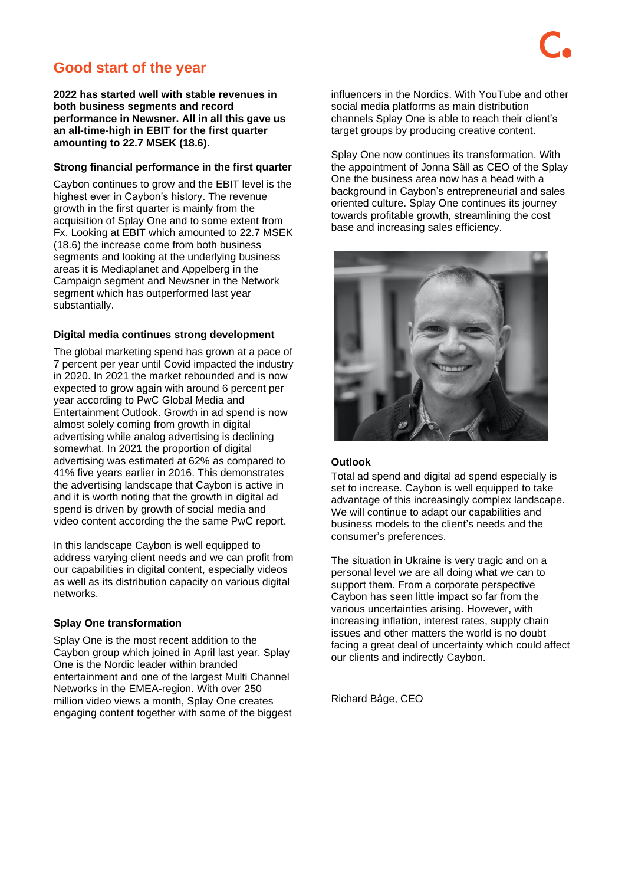## Good start of the year

**2022 has started well with stable revenues in both business segments and record performance in Newsner. All in all this gave us an all-time-high in EBIT for the first quarter amounting to 22.7 MSEK (18.6).**

### Strong financial performance in the first quarter

Caybon continues to grow and the EBIT level is the highest ever in Caybon's history. The revenue growth in the first quarter is mainly from the acquisition of Splay One and to some extent from Fx. Looking at EBIT which amounted to 22.7 MSEK (18.6) the increase come from both business segments and looking at the underlying business areas it is Mediaplanet and Appelberg in the Campaign segment and Newsner in the Network segment which has outperformed last year substantially.

### Digital media continues strong development

The global marketing spend has grown at a pace of 7 percent per year until Covid impacted the industry in 2020. In 2021 the market rebounded and is now expected to grow again with around 6 percent per year according to PwC Global Media and Entertainment Outlook. Growth in ad spend is now almost solely coming from growth in digital advertising while analog advertising is declining somewhat. In 2021 the proportion of digital advertising was estimated at 62% as compared to 41% five years earlier in 2016. This demonstrates the advertising landscape that Caybon is active in and it is worth noting that the growth in digital ad spend is driven by growth of social media and video content according the the same PwC report.

In this landscape Caybon is well equipped to address varying client needs and we can profit from our capabilities in digital content, especially videos as well as its distribution capacity on various digital networks.

### Splay One transformation

Splay One is the most recent addition to the Caybon group which joined in April last year. Splay One is the Nordic leader within branded entertainment and one of the largest Multi Channel Networks in the EMEA-region. With over 250 million video views a month, Splay One creates engaging content together with some of the biggest influencers in the Nordics. With YouTube and other social media platforms as main distribution channels Splay One is able to reach their client's target groups by producing creative content.

Splay One now continues its transformation. With the appointment of Jonna Säll as CEO of the Splay One the business area now has a head with a background in Caybon's entrepreneurial and sales oriented culture. Splay One continues its journey towards profitable growth, streamlining the cost base and increasing sales efficiency.

### Outlook

Total ad spend and digital ad spend especially is set to increase. Caybon is well equipped to take advantage of this increasingly complex landscape. We will continue to adapt our capabilities and business models to the client's needs and the consumer's preferences.

The situation in Ukraine is very tragic and on a personal level we are all doing what we can to support them. From a corporate perspective Caybon has seen little impact so far from the various uncertainties arising. However, with increasing inflation, interest rates, supply chain issues and other matters the world is no doubt facing a great deal of uncertainty which could affect our clients and indirectly Caybon.

Richard Båge, CEO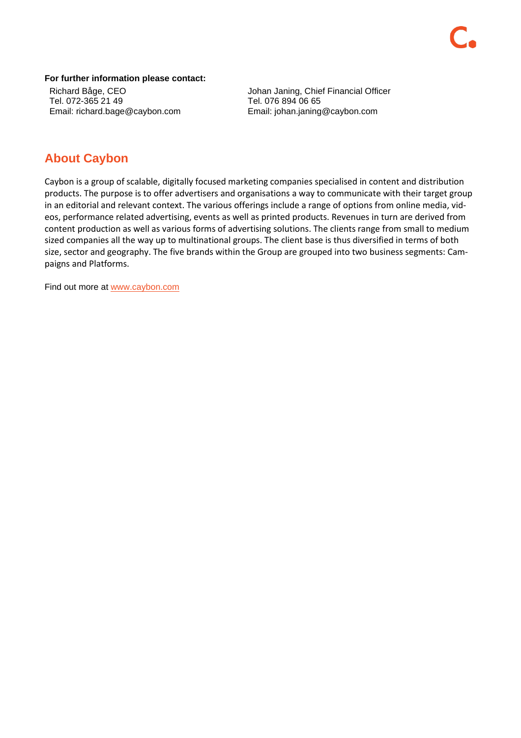**For further information please contact:**

Richard Båge, CEO
Tel. 072-365 21 49
Email: richard.bage@caybon.com

Johan Janing, Chief Financial Officer
Tel. 076 894 06 65
Email: johan.janing@caybon.com

## About Caybon

Caybon is a group of scalable, digitally focused marketing companies specialised in content and distribution products. The purpose is to offer advertisers and organisations a way to communicate with their target group in an editorial and relevant context. The various offerings include a range of options from online media, videos, performance related advertising, events as well as printed products. Revenues in turn are derived from content production as well as various forms of advertising solutions. The clients range from small to medium sized companies all the way up to multinational groups. The client base is thus diversified in terms of both size, sector and geography. The five brands within the Group are grouped into two business segments: Campaigns and Platforms.

Find out more at [www.caybon.com](http://www.caybon.com)